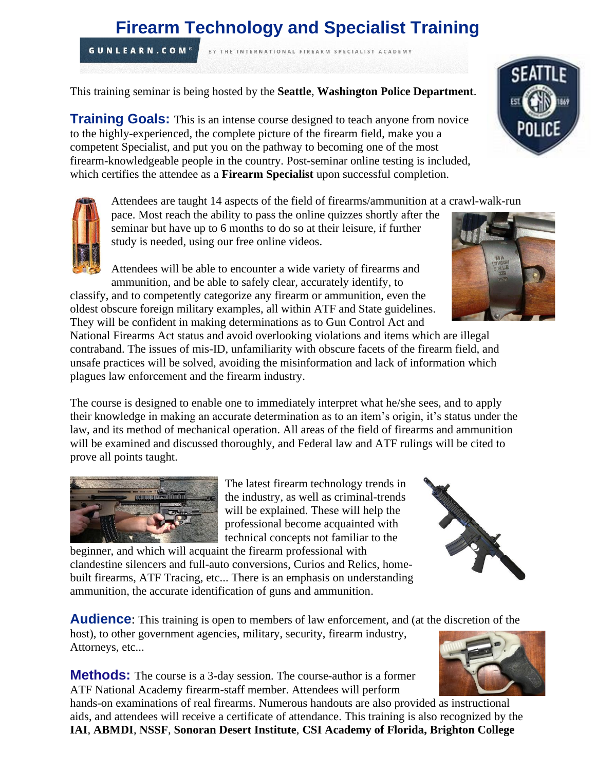# Firearm Technology and Specialist Training

GUNLEARN.COM® BY THE INTERNATIONAL FIREARM SPECIALIST ACADEMY

This training seminar is being hosted by the **Seattle**, **Washington Police Department**.

**Training Goals:** This is an intense course designed to teach anyone from novice to the highly-experienced, the complete picture of the firearm field, make you a competent Specialist, and put you on the pathway to becoming one of the most firearm-knowledgeable people in the country. Post-seminar online testing is included, which certifies the attendee as a **Firearm Specialist** upon successful completion.

Attendees are taught 14 aspects of the field of firearms/ammunition at a crawl-walk-run pace. Most reach the ability to pass the online quizzes shortly after the seminar but have up to 6 months to do so at their leisure, if further study is needed, using our free online videos.

Attendees will be able to encounter a wide variety of firearms and ammunition, and be able to safely clear, accurately identify, to classify, and to competently categorize any firearm or ammunition, even the oldest obscure foreign military examples, all within ATF and State guidelines. They will be confident in making determinations as to Gun Control Act and National Firearms Act status and avoid overlooking violations and items which are illegal contraband. The issues of mis-ID, unfamiliarity with obscure facets of the firearm field, and unsafe practices will be solved, avoiding the misinformation and lack of information which plagues law enforcement and the firearm industry.

The course is designed to enable one to immediately interpret what he/she sees, and to apply their knowledge in making an accurate determination as to an item's origin, it's status under the law, and its method of mechanical operation. All areas of the field of firearms and ammunition will be examined and discussed thoroughly, and Federal law and ATF rulings will be cited to prove all points taught.

The latest firearm technology trends in the industry, as well as criminal-trends will be explained. These will help the professional become acquainted with technical concepts not familiar to the beginner, and which will acquaint the firearm professional with clandestine silencers and full-auto conversions, Curios and Relics, home-built firearms, ATF Tracing, etc... There is an emphasis on understanding ammunition, the accurate identification of guns and ammunition.

**Audience**: This training is open to members of law enforcement, and (at the discretion of the host), to other government agencies, military, security, firearm industry, Attorneys, etc...

**Methods:** The course is a 3-day session. The course-author is a former ATF National Academy firearm-staff member. Attendees will perform hands-on examinations of real firearms. Numerous handouts are also provided as instructional aids, and attendees will receive a certificate of attendance. This training is also recognized by the **IAI**, **ABMDI**, **NSSF**, **Sonoran Desert Institute**, **CSI Academy of Florida, Brighton College**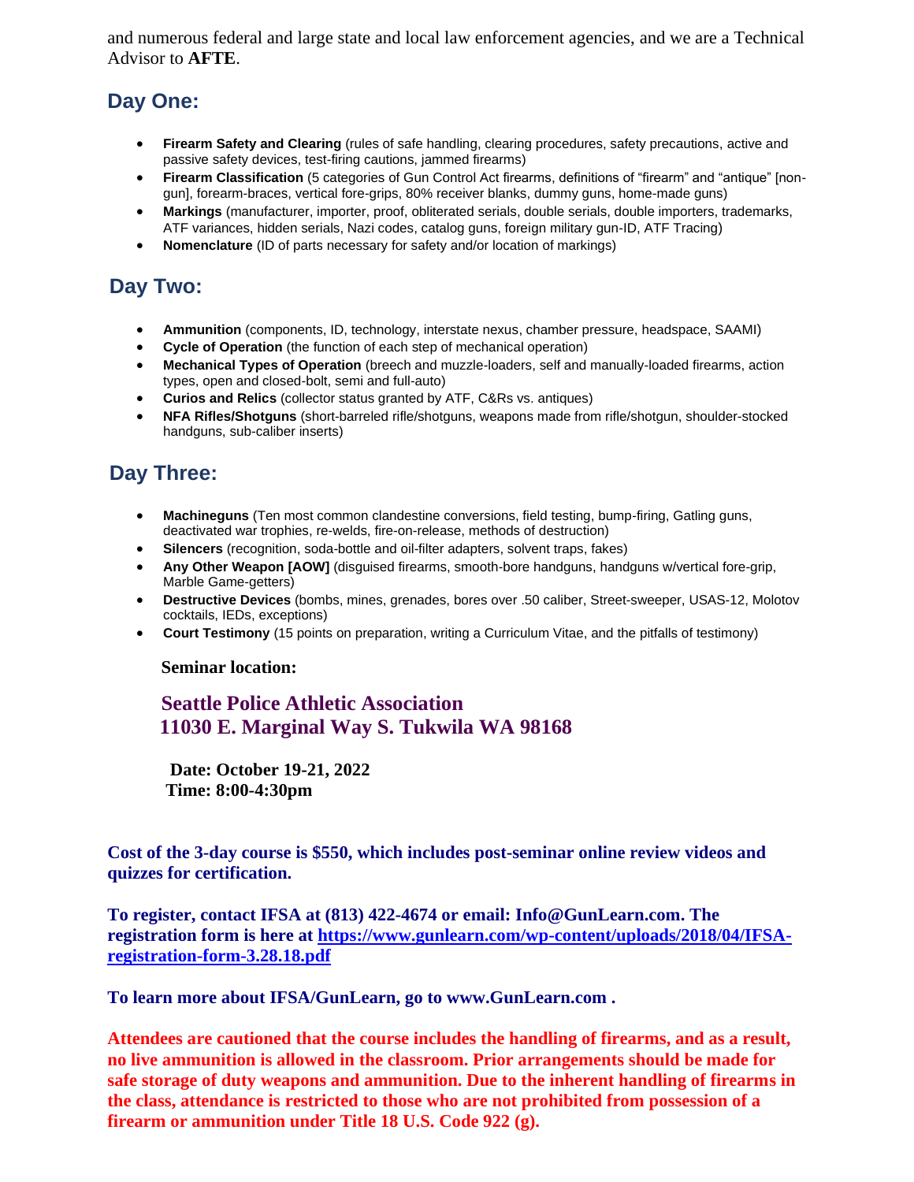and numerous federal and large state and local law enforcement agencies, and we are a Technical Advisor to **AFTE**.

## Day One:

- **Firearm Safety and Clearing** (rules of safe handling, clearing procedures, safety precautions, active and passive safety devices, test-firing cautions, jammed firearms)
- **Firearm Classification** (5 categories of Gun Control Act firearms, definitions of "firearm" and "antique" [non-gun], forearm-braces, vertical fore-grips, 80% receiver blanks, dummy guns, home-made guns)
- **Markings** (manufacturer, importer, proof, obliterated serials, double serials, double importers, trademarks, ATF variances, hidden serials, Nazi codes, catalog guns, foreign military gun-ID, ATF Tracing)
- **Nomenclature** (ID of parts necessary for safety and/or location of markings)

## Day Two:

- **Ammunition** (components, ID, technology, interstate nexus, chamber pressure, headspace, SAAMI)
- **Cycle of Operation** (the function of each step of mechanical operation)
- **Mechanical Types of Operation** (breech and muzzle-loaders, self and manually-loaded firearms, action types, open and closed-bolt, semi and full-auto)
- **Curios and Relics** (collector status granted by ATF, C&Rs vs. antiques)
- **NFA Rifles/Shotguns** (short-barreled rifle/shotguns, weapons made from rifle/shotgun, shoulder-stocked handguns, sub-caliber inserts)

## Day Three:

- **Machineguns** (Ten most common clandestine conversions, field testing, bump-firing, Gatling guns, deactivated war trophies, re-welds, fire-on-release, methods of destruction)
- **Silencers** (recognition, soda-bottle and oil-filter adapters, solvent traps, fakes)
- **Any Other Weapon [AOW]** (disguised firearms, smooth-bore handguns, handguns w/vertical fore-grip, Marble Game-getters)
- **Destructive Devices** (bombs, mines, grenades, bores over .50 caliber, Street-sweeper, USAS-12, Molotov cocktails, IEDs, exceptions)
- **Court Testimony** (15 points on preparation, writing a Curriculum Vitae, and the pitfalls of testimony)

**Seminar location:**

**Seattle Police Athletic Association**
**11030 E. Marginal Way S. Tukwila WA 98168**

**Date: October 19-21, 2022**
**Time: 8:00-4:30pm**

**Cost of the 3-day course is $550, which includes post-seminar online review videos and quizzes for certification.**

**To register, contact IFSA at (813) 422-4674 or email: Info@GunLearn.com. The registration form is here at https://www.gunlearn.com/wp-content/uploads/2018/04/IFSA-registration-form-3.28.18.pdf**

**To learn more about IFSA/GunLearn, go to www.GunLearn.com .**

**Attendees are cautioned that the course includes the handling of firearms, and as a result, no live ammunition is allowed in the classroom. Prior arrangements should be made for safe storage of duty weapons and ammunition. Due to the inherent handling of firearms in the class, attendance is restricted to those who are not prohibited from possession of a firearm or ammunition under Title 18 U.S. Code 922 (g).**